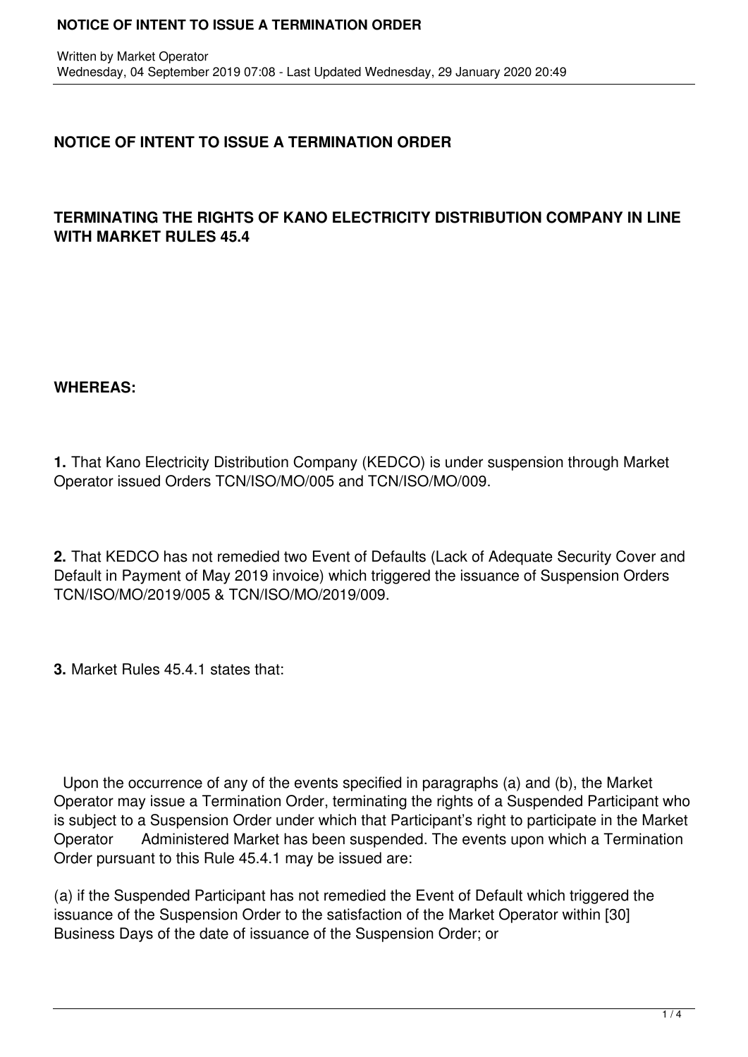## NOTICE OF INTENT TO ISSUE A TERMINATION ORDER

### TERMINATING THE RIGHTS OF KANO ELECTRICITY DISTRIBUTION COMPANY IN LINE WITH MARKET RULES 45.4

**WHEREAS:**

**1.** That Kano Electricity Distribution Company (KEDCO) is under suspension through Market Operator issued Orders TCN/ISO/MO/005 and TCN/ISO/MO/009.

**2.** That KEDCO has not remedied two Event of Defaults (Lack of Adequate Security Cover and Default in Payment of May 2019 invoice) which triggered the issuance of Suspension Orders TCN/ISO/MO/2019/005 & TCN/ISO/MO/2019/009.

**3.** Market Rules 45.4.1 states that:

Upon the occurrence of any of the events specified in paragraphs (a) and (b), the Market Operator may issue a Termination Order, terminating the rights of a Suspended Participant who is subject to a Suspension Order under which that Participant's right to participate in the Market Operator Administered Market has been suspended. The events upon which a Termination Order pursuant to this Rule 45.4.1 may be issued are:

(a) if the Suspended Participant has not remedied the Event of Default which triggered the issuance of the Suspension Order to the satisfaction of the Market Operator within [30] Business Days of the date of issuance of the Suspension Order; or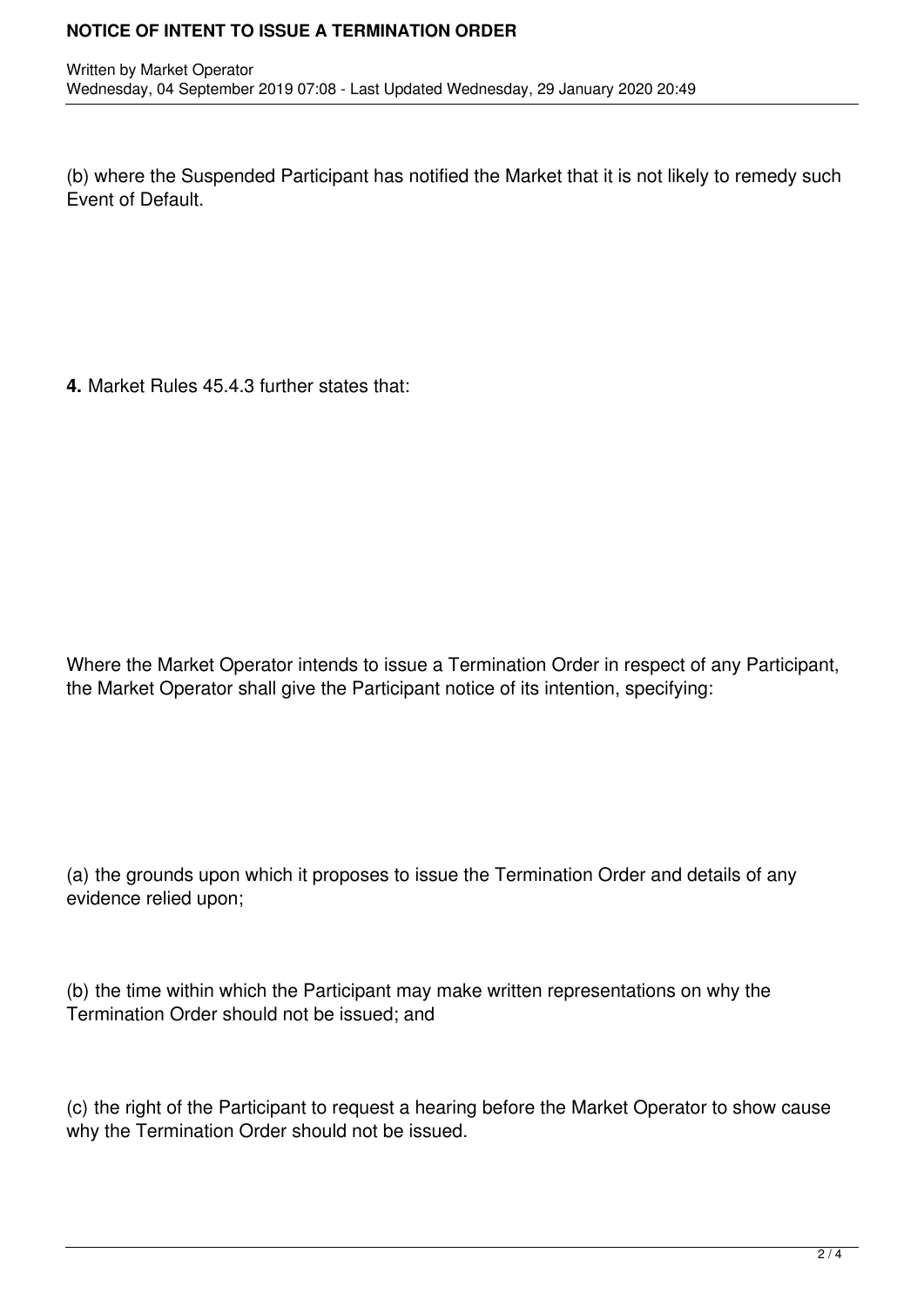(b) where the Suspended Participant has notified the Market that it is not likely to remedy such Event of Default.

**4.** Market Rules 45.4.3 further states that:

Where the Market Operator intends to issue a Termination Order in respect of any Participant, the Market Operator shall give the Participant notice of its intention, specifying:

(a) the grounds upon which it proposes to issue the Termination Order and details of any evidence relied upon;

(b) the time within which the Participant may make written representations on why the Termination Order should not be issued; and

(c) the right of the Participant to request a hearing before the Market Operator to show cause why the Termination Order should not be issued.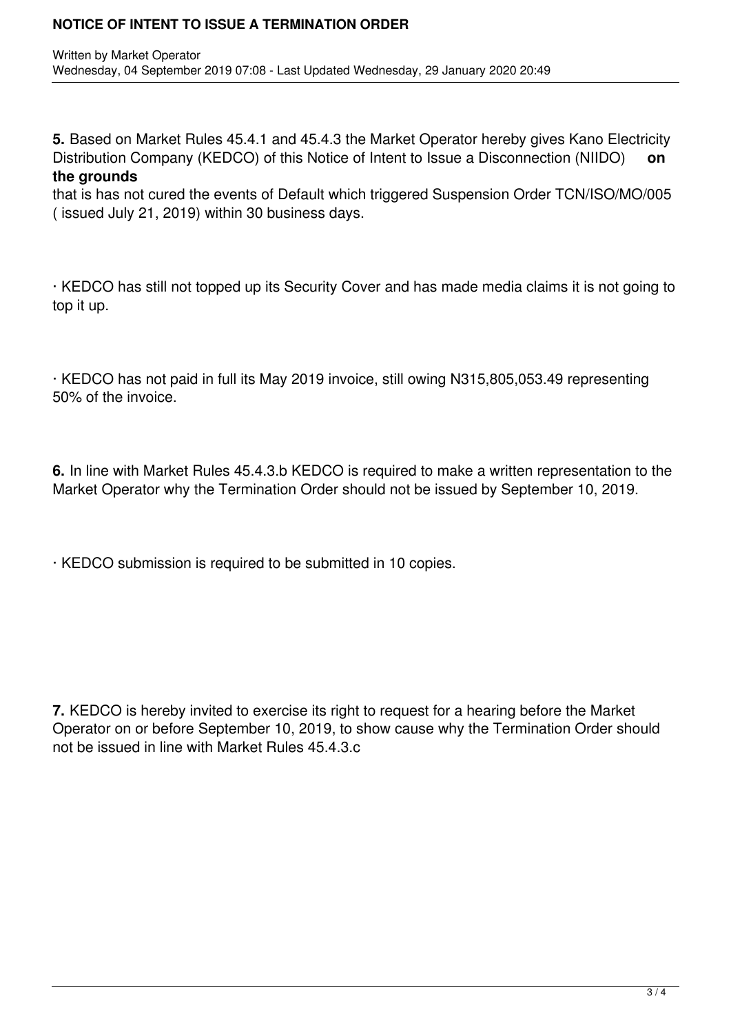**5.** Based on Market Rules 45.4.1 and 45.4.3 the Market Operator hereby gives Kano Electricity Distribution Company (KEDCO) of this Notice of Intent to Issue a Disconnection (NIIDO) **on the grounds** that is has not cured the events of Default which triggered Suspension Order TCN/ISO/MO/005 ( issued July 21, 2019) within 30 business days.

· KEDCO has still not topped up its Security Cover and has made media claims it is not going to top it up.

· KEDCO has not paid in full its May 2019 invoice, still owing N315,805,053.49 representing 50% of the invoice.

**6.** In line with Market Rules 45.4.3.b KEDCO is required to make a written representation to the Market Operator why the Termination Order should not be issued by September 10, 2019.

· KEDCO submission is required to be submitted in 10 copies.

**7.** KEDCO is hereby invited to exercise its right to request for a hearing before the Market Operator on or before September 10, 2019, to show cause why the Termination Order should not be issued in line with Market Rules 45.4.3.c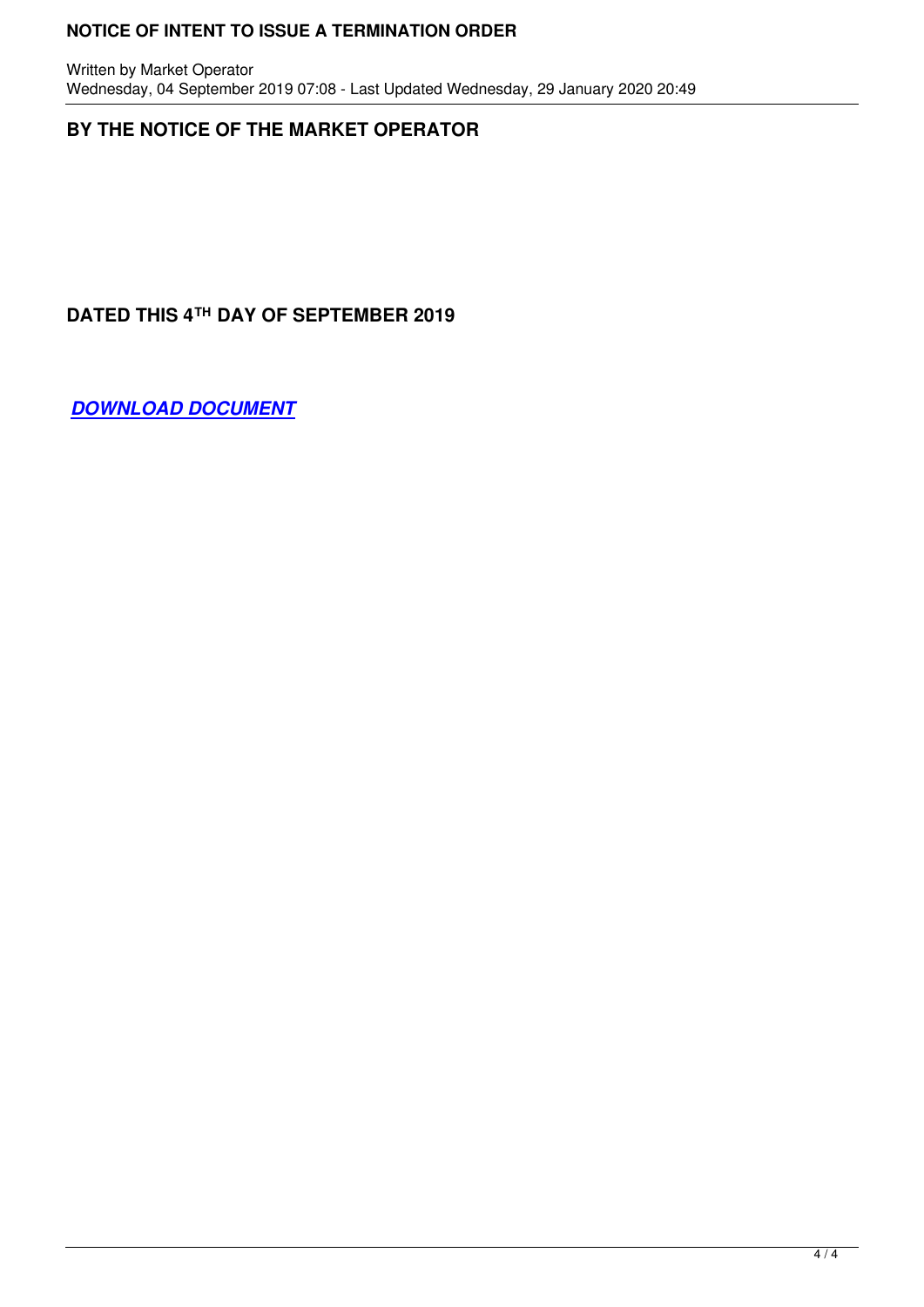**BY THE NOTICE OF THE MARKET OPERATOR**

**DATED THIS 4TH DAY OF SEPTEMBER 2019**

***DOWNLOAD DOCUMENT***